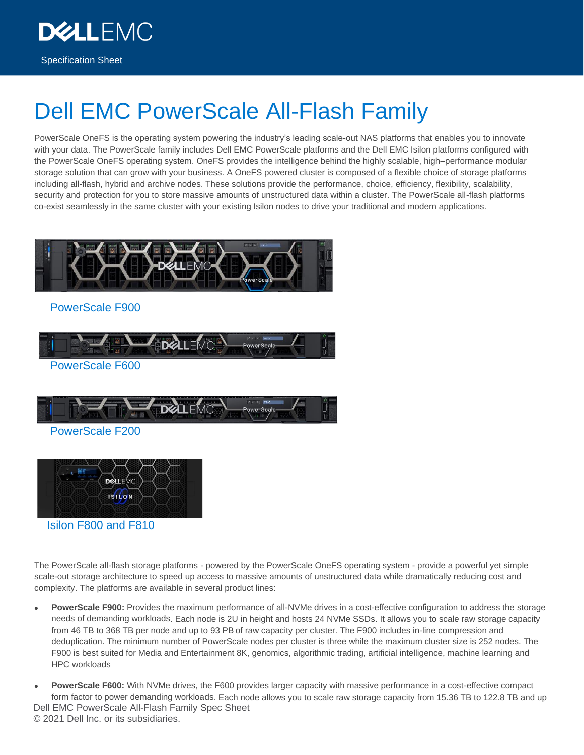Specification Sheet

# Dell EMC PowerScale All-Flash Family

PowerScale OneFS is the operating system powering the industry's leading scale-out NAS platforms that enables you to innovate with your data. The PowerScale family includes Dell EMC PowerScale platforms and the Dell EMC Isilon platforms configured with the PowerScale OneFS operating system. OneFS provides the intelligence behind the highly scalable, high–performance modular storage solution that can grow with your business. A OneFS powered cluster is composed of a flexible choice of storage platforms including all-flash, hybrid and archive nodes. These solutions provide the performance, choice, efficiency, flexibility, scalability, security and protection for you to store massive amounts of unstructured data within a cluster. The PowerScale all-flash platforms co-exist seamlessly in the same cluster with your existing Isilon nodes to drive your traditional and modern applications.

PowerScale F900

PowerScale F600

PowerScale F200

Isilon F800 and F810

The PowerScale all-flash storage platforms - powered by the PowerScale OneFS operating system - provide a powerful yet simple scale-out storage architecture to speed up access to massive amounts of unstructured data while dramatically reducing cost and complexity. The platforms are available in several product lines:

- **PowerScale F900:** Provides the maximum performance of all-NVMe drives in a cost-effective configuration to address the storage needs of demanding workloads. Each node is 2U in height and hosts 24 NVMe SSDs. It allows you to scale raw storage capacity from 46 TB to 368 TB per node and up to 93 PB of raw capacity per cluster. The F900 includes in-line compression and deduplication. The minimum number of PowerScale nodes per cluster is three while the maximum cluster size is 252 nodes. The F900 is best suited for Media and Entertainment 8K, genomics, algorithmic trading, artificial intelligence, machine learning and HPC workloads
- **PowerScale F600:** With NVMe drives, the F600 provides larger capacity with massive performance in a cost-effective compact form factor to power demanding workloads. Each node allows you to scale raw storage capacity from 15.36 TB to 122.8 TB and up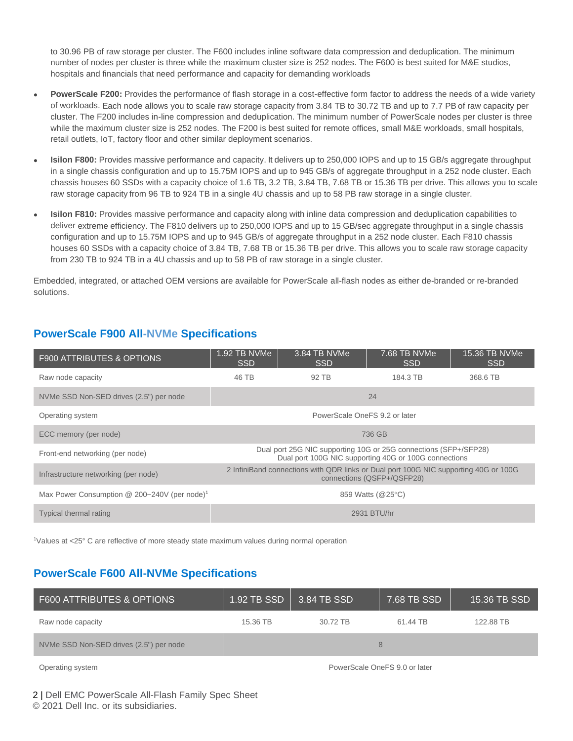to 30.96 PB of raw storage per cluster. The F600 includes inline software data compression and deduplication. The minimum number of nodes per cluster is three while the maximum cluster size is 252 nodes. The F600 is best suited for M&E studios, hospitals and financials that need performance and capacity for demanding workloads

- **PowerScale F200:** Provides the performance of flash storage in a cost-effective form factor to address the needs of a wide variety of workloads. Each node allows you to scale raw storage capacity from 3.84 TB to 30.72 TB and up to 7.7 PB of raw capacity per cluster. The F200 includes in-line compression and deduplication. The minimum number of PowerScale nodes per cluster is three while the maximum cluster size is 252 nodes. The F200 is best suited for remote offices, small M&E workloads, small hospitals, retail outlets, IoT, factory floor and other similar deployment scenarios.
- **Isilon F800:** Provides massive performance and capacity. It delivers up to 250,000 IOPS and up to 15 GB/s aggregate throughput in a single chassis configuration and up to 15.75M IOPS and up to 945 GB/s of aggregate throughput in a 252 node cluster. Each chassis houses 60 SSDs with a capacity choice of 1.6 TB, 3.2 TB, 3.84 TB, 7.68 TB or 15.36 TB per drive. This allows you to scale raw storage capacity from 96 TB to 924 TB in a single 4U chassis and up to 58 PB raw storage in a single cluster.
- **Isilon F810:** Provides massive performance and capacity along with inline data compression and deduplication capabilities to deliver extreme efficiency. The F810 delivers up to 250,000 IOPS and up to 15 GB/sec aggregate throughput in a single chassis configuration and up to 15.75M IOPS and up to 945 GB/s of aggregate throughput in a 252 node cluster. Each F810 chassis houses 60 SSDs with a capacity choice of 3.84 TB, 7.68 TB or 15.36 TB per drive. This allows you to scale raw storage capacity from 230 TB to 924 TB in a 4U chassis and up to 58 PB of raw storage in a single cluster.

Embedded, integrated, or attached OEM versions are available for PowerScale all-flash nodes as either de-branded or re-branded solutions.

## PowerScale F900 All-NVMe Specifications

| F900 ATTRIBUTES & OPTIONS | 1.92 TB NVMe SSD | 3.84 TB NVMe SSD | 7.68 TB NVMe SSD | 15.36 TB NVMe SSD |
|---|---|---|---|---|
| Raw node capacity | 46 TB | 92 TB | 184.3 TB | 368.6 TB |
| NVMe SSD Non-SED drives (2.5") per node | 24 | | | |
| Operating system | PowerScale OneFS 9.2 or later | | | |
| ECC memory (per node) | 736 GB | | | |
| Front-end networking (per node) | Dual port 25G NIC supporting 10G or 25G connections (SFP+/SFP28) Dual port 100G NIC supporting 40G or 100G connections | | | |
| Infrastructure networking (per node) | 2 InfiniBand connections with QDR links or Dual port 100G NIC supporting 40G or 100G connections (QSFP+/QSFP28) | | | |
| Max Power Consumption @ 200~240V (per node)[1] | 859 Watts (@25°C) | | | |
| Typical thermal rating | 2931 BTU/hr | | | |

[1]Values at <25° C are reflective of more steady state maximum values during normal operation

## PowerScale F600 All-NVMe Specifications

| F600 ATTRIBUTES & OPTIONS | 1.92 TB SSD | 3.84 TB SSD | 7.68 TB SSD | 15.36 TB SSD |
|---|---|---|---|---|
| Raw node capacity | 15.36 TB | 30.72 TB | 61.44 TB | 122.88 TB |
| NVMe SSD Non-SED drives (2.5") per node | 8 | | | |
| Operating system | PowerScale OneFS 9.0 or later | | | |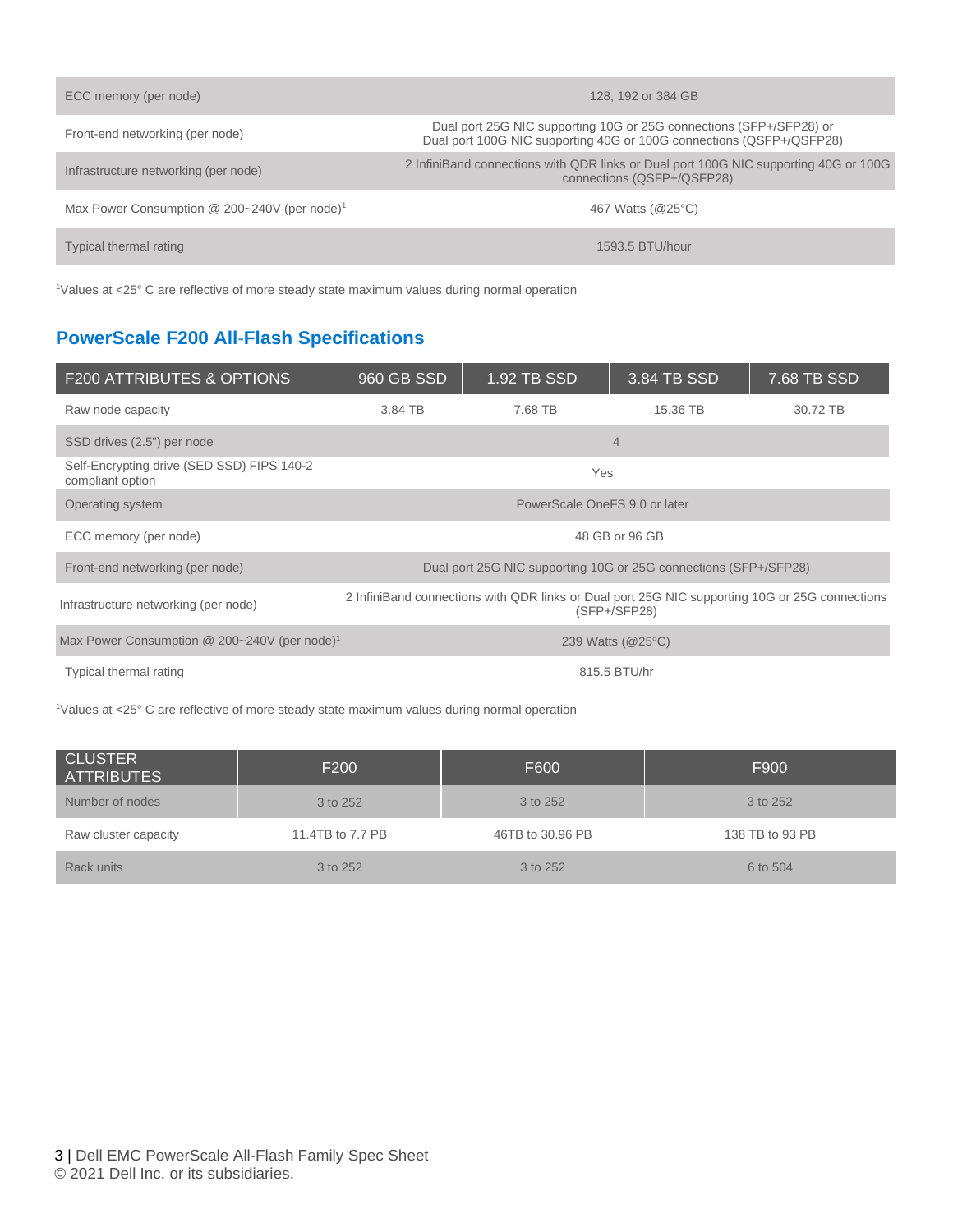| | |
|---|---|
| ECC memory (per node) | 128, 192 or 384 GB |
| Front-end networking (per node) | Dual port 25G NIC supporting 10G or 25G connections (SFP+/SFP28) or Dual port 100G NIC supporting 40G or 100G connections (QSFP+/QSFP28) |
| Infrastructure networking (per node) | 2 InfiniBand connections with QDR links or Dual port 100G NIC supporting 40G or 100G connections (QSFP+/QSFP28) |
| Max Power Consumption @ 200~240V (per node)[1] | 467 Watts (@25°C) |
| Typical thermal rating | 1593.5 BTU/hour |

[1]Values at <25° C are reflective of more steady state maximum values during normal operation

## PowerScale F200 All-Flash Specifications

| F200 ATTRIBUTES & OPTIONS | 960 GB SSD | 1.92 TB SSD | 3.84 TB SSD | 7.68 TB SSD |
|---|---|---|---|---|
| Raw node capacity | 3.84 TB | 7.68 TB | 15.36 TB | 30.72 TB |
| SSD drives (2.5") per node | 4 | | | |
| Self-Encrypting drive (SED SSD) FIPS 140-2 compliant option | Yes | | | |
| Operating system | PowerScale OneFS 9.0 or later | | | |
| ECC memory (per node) | 48 GB or 96 GB | | | |
| Front-end networking (per node) | Dual port 25G NIC supporting 10G or 25G connections (SFP+/SFP28) | | | |
| Infrastructure networking (per node) | 2 InfiniBand connections with QDR links or Dual port 25G NIC supporting 10G or 25G connections (SFP+/SFP28) | | | |
| Max Power Consumption @ 200~240V (per node)[1] | 239 Watts (@25°C) | | | |
| Typical thermal rating | 815.5 BTU/hr | | | |

[1]Values at <25° C are reflective of more steady state maximum values during normal operation

| CLUSTER ATTRIBUTES | F200 | F600 | F900 |
|---|---|---|---|
| Number of nodes | 3 to 252 | 3 to 252 | 3 to 252 |
| Raw cluster capacity | 11.4TB to 7.7 PB | 46TB to 30.96 PB | 138 TB to 93 PB |
| Rack units | 3 to 252 | 3 to 252 | 6 to 504 |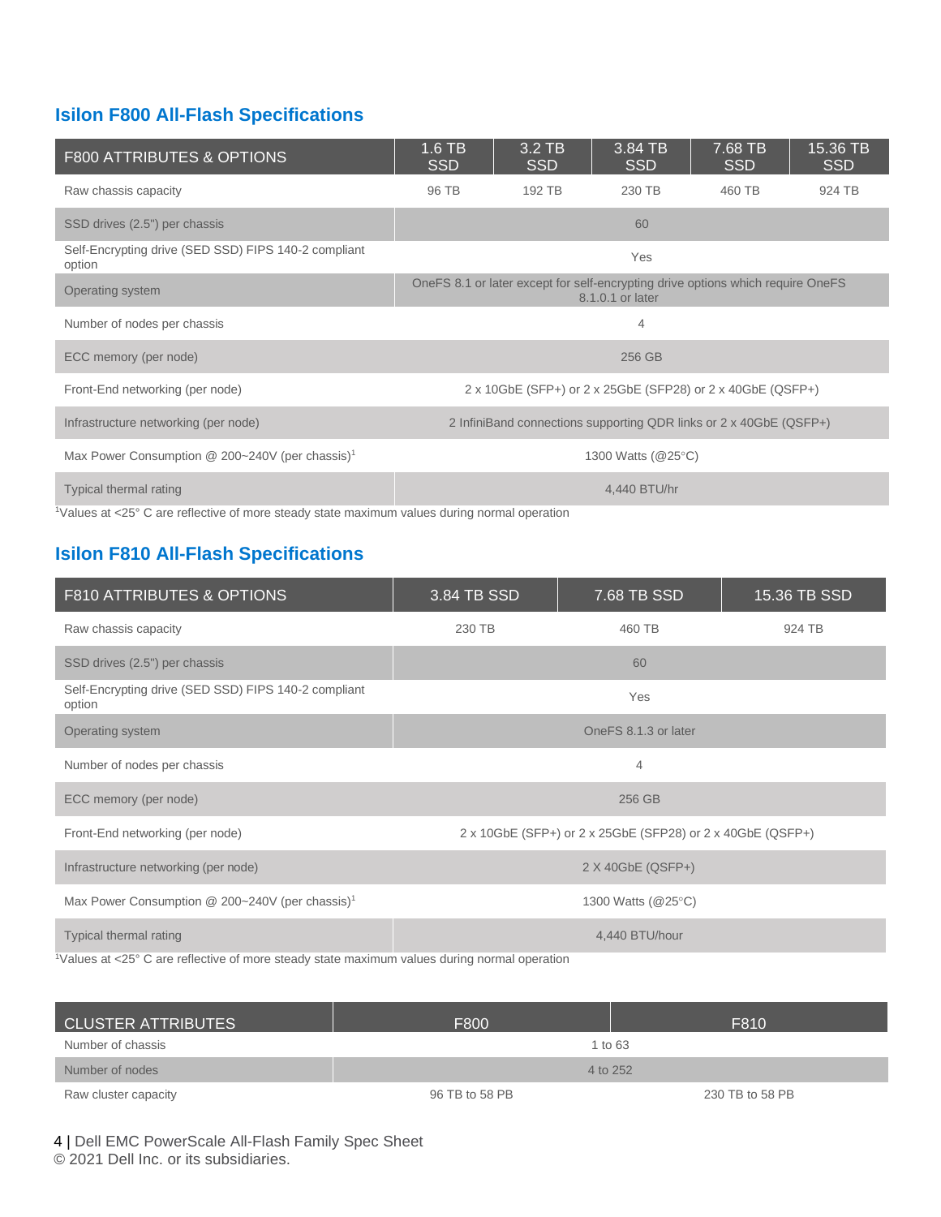## Isilon F800 All-Flash Specifications

| F800 ATTRIBUTES & OPTIONS | 1.6 TB SSD | 3.2 TB SSD | 3.84 TB SSD | 7.68 TB SSD | 15.36 TB SSD |
|---|---|---|---|---|---|
| Raw chassis capacity | 96 TB | 192 TB | 230 TB | 460 TB | 924 TB |
| SSD drives (2.5") per chassis | 60 | | | | |
| Self-Encrypting drive (SED SSD) FIPS 140-2 compliant option | Yes | | | | |
| Operating system | OneFS 8.1 or later except for self-encrypting drive options which require OneFS 8.1.0.1 or later | | | | |
| Number of nodes per chassis | 4 | | | | |
| ECC memory (per node) | 256 GB | | | | |
| Front-End networking (per node) | 2 x 10GbE (SFP+) or 2 x 25GbE (SFP28) or 2 x 40GbE (QSFP+) | | | | |
| Infrastructure networking (per node) | 2 InfiniBand connections supporting QDR links or 2 x 40GbE (QSFP+) | | | | |
| Max Power Consumption @ 200~240V (per chassis)[1] | 1300 Watts (@25°C) | | | | |
| Typical thermal rating | 4,440 BTU/hr | | | | |

[1]Values at <25° C are reflective of more steady state maximum values during normal operation

## Isilon F810 All-Flash Specifications

| F810 ATTRIBUTES & OPTIONS | 3.84 TB SSD | 7.68 TB SSD | 15.36 TB SSD |
|---|---|---|---|
| Raw chassis capacity | 230 TB | 460 TB | 924 TB |
| SSD drives (2.5") per chassis | 60 | | |
| Self-Encrypting drive (SED SSD) FIPS 140-2 compliant option | Yes | | |
| Operating system | OneFS 8.1.3 or later | | |
| Number of nodes per chassis | 4 | | |
| ECC memory (per node) | 256 GB | | |
| Front-End networking (per node) | 2 x 10GbE (SFP+) or 2 x 25GbE (SFP28) or 2 x 40GbE (QSFP+) | | |
| Infrastructure networking (per node) | 2 X 40GbE (QSFP+) | | |
| Max Power Consumption @ 200~240V (per chassis)[1] | 1300 Watts (@25°C) | | |
| Typical thermal rating | 4,440 BTU/hour | | |

[1]Values at <25° C are reflective of more steady state maximum values during normal operation

| CLUSTER ATTRIBUTES | F800 | F810 |
|---|---|---|
| Number of chassis | 1 to 63 | |
| Number of nodes | 4 to 252 | |
| Raw cluster capacity | 96 TB to 58 PB | 230 TB to 58 PB |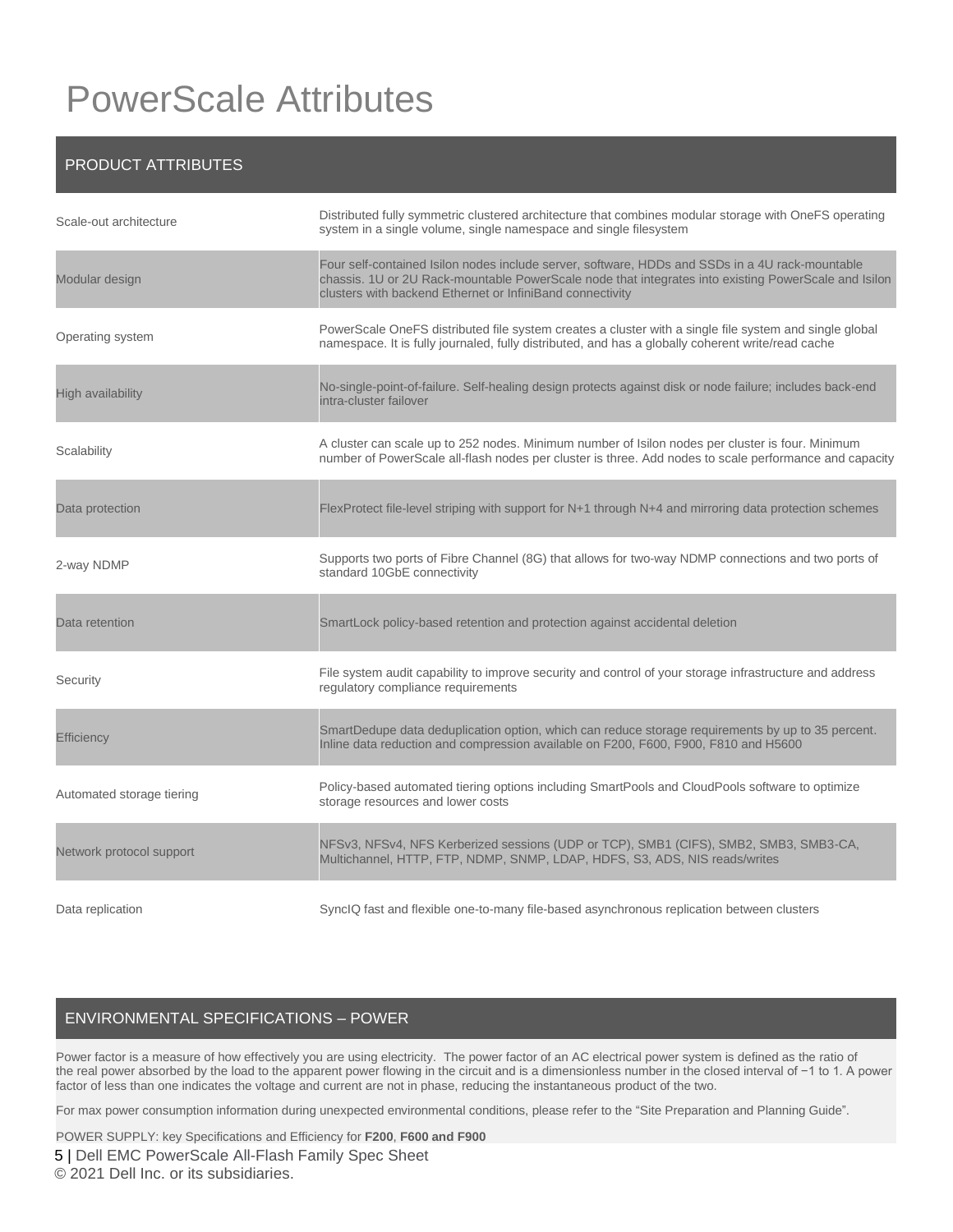# PowerScale Attributes

| PRODUCT ATTRIBUTES | |
|---|---|
| Scale-out architecture | Distributed fully symmetric clustered architecture that combines modular storage with OneFS operating system in a single volume, single namespace and single filesystem |
| Modular design | Four self-contained Isilon nodes include server, software, HDDs and SSDs in a 4U rack-mountable chassis. 1U or 2U Rack-mountable PowerScale node that integrates into existing PowerScale and Isilon clusters with backend Ethernet or InfiniBand connectivity |
| Operating system | PowerScale OneFS distributed file system creates a cluster with a single file system and single global namespace. It is fully journaled, fully distributed, and has a globally coherent write/read cache |
| High availability | No-single-point-of-failure. Self-healing design protects against disk or node failure; includes back-end intra-cluster failover |
| Scalability | A cluster can scale up to 252 nodes. Minimum number of Isilon nodes per cluster is four. Minimum number of PowerScale all-flash nodes per cluster is three. Add nodes to scale performance and capacity |
| Data protection | FlexProtect file-level striping with support for N+1 through N+4 and mirroring data protection schemes |
| 2-way NDMP | Supports two ports of Fibre Channel (8G) that allows for two-way NDMP connections and two ports of standard 10GbE connectivity |
| Data retention | SmartLock policy-based retention and protection against accidental deletion |
| Security | File system audit capability to improve security and control of your storage infrastructure and address regulatory compliance requirements |
| Efficiency | SmartDedupe data deduplication option, which can reduce storage requirements by up to 35 percent. Inline data reduction and compression available on F200, F600, F900, F810 and H5600 |
| Automated storage tiering | Policy-based automated tiering options including SmartPools and CloudPools software to optimize storage resources and lower costs |
| Network protocol support | NFSv3, NFSv4, NFS Kerberized sessions (UDP or TCP), SMB1 (CIFS), SMB2, SMB3, SMB3-CA, Multichannel, HTTP, FTP, NDMP, SNMP, LDAP, HDFS, S3, ADS, NIS reads/writes |
| Data replication | SyncIQ fast and flexible one-to-many file-based asynchronous replication between clusters |

## ENVIRONMENTAL SPECIFICATIONS – POWER

Power factor is a measure of how effectively you are using electricity. The power factor of an AC electrical power system is defined as the ratio of the real power absorbed by the load to the apparent power flowing in the circuit and is a dimensionless number in the closed interval of −1 to 1. A power factor of less than one indicates the voltage and current are not in phase, reducing the instantaneous product of the two.

For max power consumption information during unexpected environmental conditions, please refer to the "Site Preparation and Planning Guide".

POWER SUPPLY: key Specifications and Efficiency for **F200**, **F600 and F900**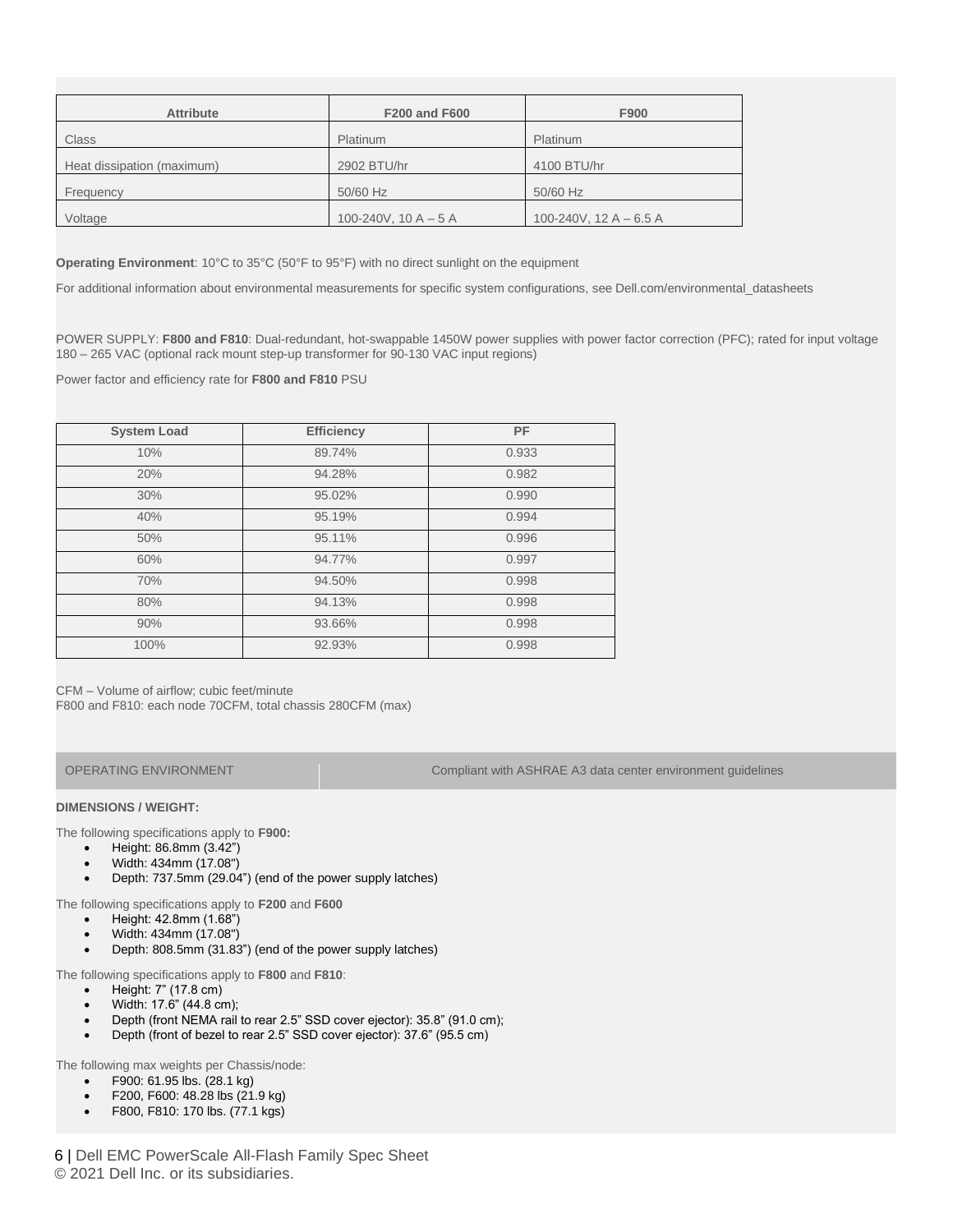| Attribute | F200 and F600 | F900 |
| --- | --- | --- |
| Class | Platinum | Platinum |
| Heat dissipation (maximum) | 2902 BTU/hr | 4100 BTU/hr |
| Frequency | 50/60 Hz | 50/60 Hz |
| Voltage | 100-240V, 10 A – 5 A | 100-240V, 12 A – 6.5 A |

**Operating Environment**: 10°C to 35°C (50°F to 95°F) with no direct sunlight on the equipment

For additional information about environmental measurements for specific system configurations, see Dell.com/environmental_datasheets

POWER SUPPLY: **F800 and F810**: Dual-redundant, hot-swappable 1450W power supplies with power factor correction (PFC); rated for input voltage 180 – 265 VAC (optional rack mount step-up transformer for 90-130 VAC input regions)

Power factor and efficiency rate for **F800 and F810** PSU

| System Load | Efficiency | PF |
| --- | --- | --- |
| 10% | 89.74% | 0.933 |
| 20% | 94.28% | 0.982 |
| 30% | 95.02% | 0.990 |
| 40% | 95.19% | 0.994 |
| 50% | 95.11% | 0.996 |
| 60% | 94.77% | 0.997 |
| 70% | 94.50% | 0.998 |
| 80% | 94.13% | 0.998 |
| 90% | 93.66% | 0.998 |
| 100% | 92.93% | 0.998 |

CFM – Volume of airflow; cubic feet/minute
F800 and F810: each node 70CFM, total chassis 280CFM (max)

| OPERATING ENVIRONMENT | Compliant with ASHRAE A3 data center environment guidelines |
| --- | --- |

**DIMENSIONS / WEIGHT:**

The following specifications apply to **F900:**

- Height: 86.8mm (3.42")
- Width: 434mm (17.08")
- Depth: 737.5mm (29.04") (end of the power supply latches)

The following specifications apply to **F200** and **F600**

- Height: 42.8mm (1.68")
- Width: 434mm (17.08")
- Depth: 808.5mm (31.83") (end of the power supply latches)

The following specifications apply to **F800** and **F810**:

- Height: 7" (17.8 cm)
- Width: 17.6" (44.8 cm);
- Depth (front NEMA rail to rear 2.5" SSD cover ejector): 35.8" (91.0 cm);
- Depth (front of bezel to rear 2.5" SSD cover ejector): 37.6" (95.5 cm)

The following max weights per Chassis/node:

- F900: 61.95 lbs. (28.1 kg)
- F200, F600: 48.28 lbs (21.9 kg)
- F800, F810: 170 lbs. (77.1 kgs)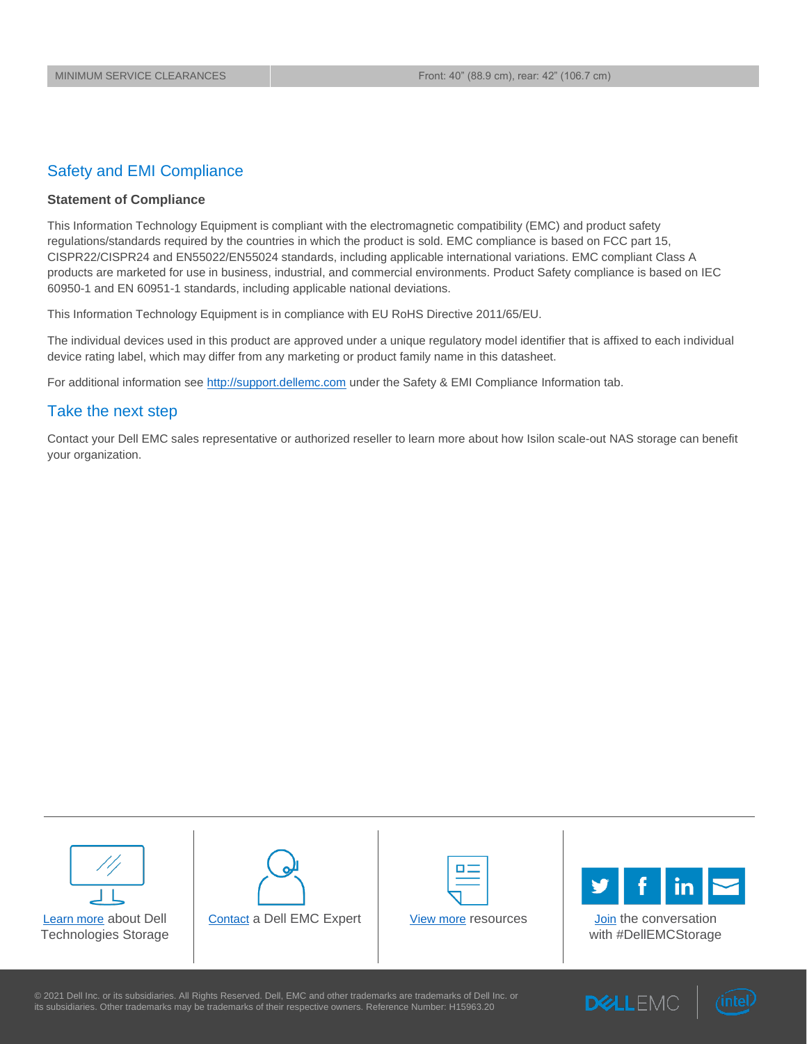| | |
|---|---|
| MINIMUM SERVICE CLEARANCES | Front: 40” (88.9 cm), rear: 42” (106.7 cm) |

## Safety and EMI Compliance

**Statement of Compliance**

This Information Technology Equipment is compliant with the electromagnetic compatibility (EMC) and product safety regulations/standards required by the countries in which the product is sold. EMC compliance is based on FCC part 15, CISPR22/CISPR24 and EN55022/EN55024 standards, including applicable international variations. EMC compliant Class A products are marketed for use in business, industrial, and commercial environments. Product Safety compliance is based on IEC 60950-1 and EN 60951-1 standards, including applicable national deviations.

This Information Technology Equipment is in compliance with EU RoHS Directive 2011/65/EU.

The individual devices used in this product are approved under a unique regulatory model identifier that is affixed to each individual device rating label, which may differ from any marketing or product family name in this datasheet.

For additional information see http://support.dellemc.com under the Safety & EMI Compliance Information tab.

## Take the next step

Contact your Dell EMC sales representative or authorized reseller to learn more about how Isilon scale-out NAS storage can benefit your organization.

Learn more about Dell Technologies Storage

Contact a Dell EMC Expert

View more resources

Join the conversation with #DellEMCStorage

© 2021 Dell Inc. or its subsidiaries. All Rights Reserved. Dell, EMC and other trademarks are trademarks of Dell Inc. or its subsidiaries. Other trademarks may be trademarks of their respective owners. Reference Number: H15963.20